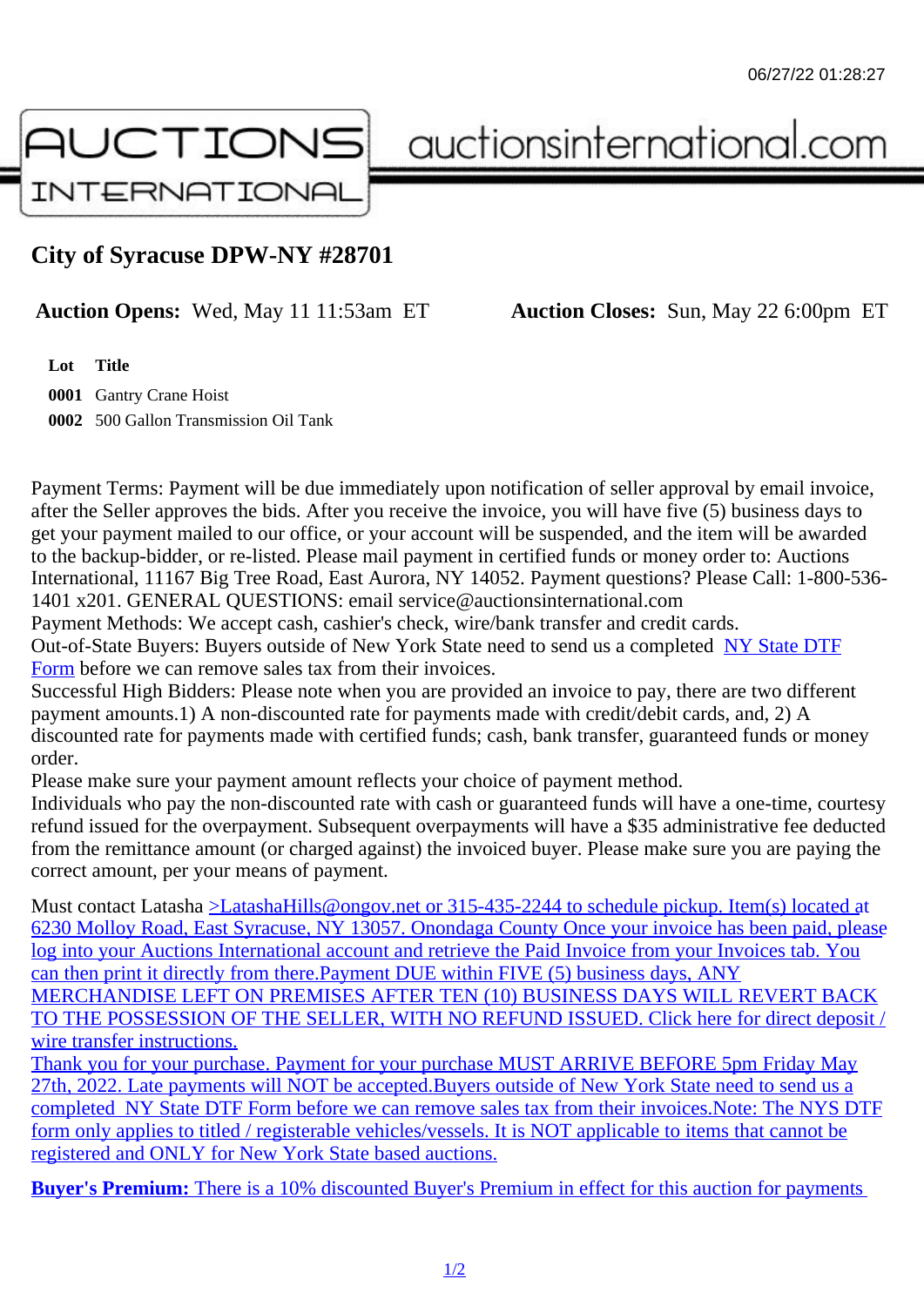AUCTIONS INTERNATIONAL auctionsinternational.com

## City of Syracuse DPW-NY #28701

**Auction Opens:** Wed, May 11 11:53am ET **Auction Closes:** Sun, May 22 6:00pm ET

| Lot | Title |
|---|---|
| 0001 | Gantry Crane Hoist |
| 0002 | 500 Gallon Transmission Oil Tank |

Payment Terms: Payment will be due immediately upon notification of seller approval by email invoice, after the Seller approves the bids. After you receive the invoice, you will have five (5) business days to get your payment mailed to our office, or your account will be suspended, and the item will be awarded to the backup-bidder, or re-listed. Please mail payment in certified funds or money order to: Auctions International, 11167 Big Tree Road, East Aurora, NY 14052. Payment questions? Please Call: 1-800-536-1401 x201. GENERAL QUESTIONS: email service@auctionsinternational.com
Payment Methods: We accept cash, cashier's check, wire/bank transfer and credit cards.
Out-of-State Buyers: Buyers outside of New York State need to send us a completed NY State DTF Form before we can remove sales tax from their invoices.
Successful High Bidders: Please note when you are provided an invoice to pay, there are two different payment amounts.1) A non-discounted rate for payments made with credit/debit cards, and, 2) A discounted rate for payments made with certified funds; cash, bank transfer, guaranteed funds or money order.
Please make sure your payment amount reflects your choice of payment method.
Individuals who pay the non-discounted rate with cash or guaranteed funds will have a one-time, courtesy refund issued for the overpayment. Subsequent overpayments will have a $35 administrative fee deducted from the remittance amount (or charged against) the invoiced buyer. Please make sure you are paying the correct amount, per your means of payment.

Must contact Latasha >LatashaHills@ongov.net or 315-435-2244 to schedule pickup. Item(s) located at 6230 Molloy Road, East Syracuse, NY 13057. Onondaga County Once your invoice has been paid, please log into your Auctions International account and retrieve the Paid Invoice from your Invoices tab. You can then print it directly from there.Payment DUE within FIVE (5) business days, ANY MERCHANDISE LEFT ON PREMISES AFTER TEN (10) BUSINESS DAYS WILL REVERT BACK TO THE POSSESSION OF THE SELLER, WITH NO REFUND ISSUED. Click here for direct deposit / wire transfer instructions.
Thank you for your purchase. Payment for your purchase MUST ARRIVE BEFORE 5pm Friday May 27th, 2022. Late payments will NOT be accepted.Buyers outside of New York State need to send us a completed NY State DTF Form before we can remove sales tax from their invoices.Note: The NYS DTF form only applies to titled / registerable vehicles/vessels. It is NOT applicable to items that cannot be registered and ONLY for New York State based auctions.

**Buyer's Premium:** There is a 10% discounted Buyer's Premium in effect for this auction for payments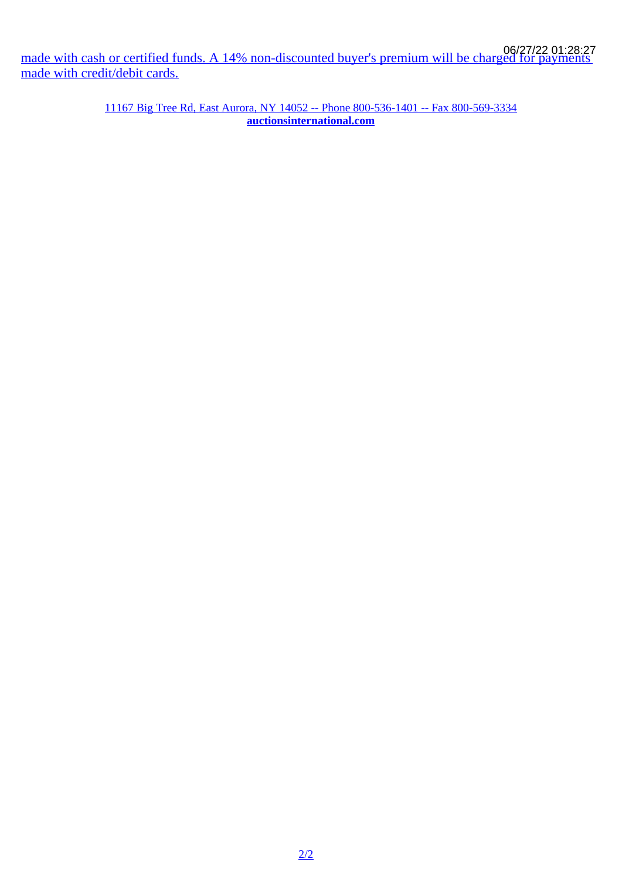made with cash or certified funds. A 14% non-discounted buyer's premium will be charged for payments made with credit/debit cards.

11167 Big Tree Rd, East Aurora, NY 14052 -- Phone 800-536-1401 -- Fax 800-569-3334
**auctionsinternational.com**